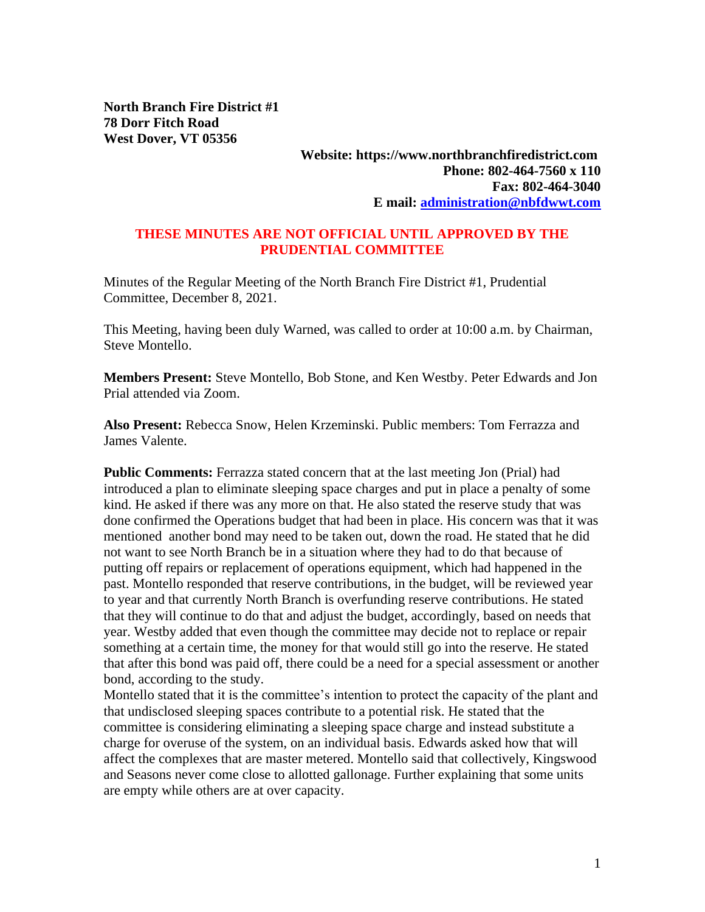**North Branch Fire District #1**
**78 Dorr Fitch Road**
**West Dover, VT 05356**

**Website: https://www.northbranchfiredistrict.com**
**Phone: 802-464-7560 x 110**
**Fax: 802-464-3040**
**E mail: [administration@nbfdwwt.com](mailto:administration@nbfdwwt.com)**

**THESE MINUTES ARE NOT OFFICIAL UNTIL APPROVED BY THE PRUDENTIAL COMMITTEE**

Minutes of the Regular Meeting of the North Branch Fire District #1, Prudential Committee, December 8, 2021.

This Meeting, having been duly Warned, was called to order at 10:00 a.m. by Chairman, Steve Montello.

**Members Present:** Steve Montello, Bob Stone, and Ken Westby. Peter Edwards and Jon Prial attended via Zoom.

**Also Present:** Rebecca Snow, Helen Krzeminski. Public members: Tom Ferrazza and James Valente.

**Public Comments:** Ferrazza stated concern that at the last meeting Jon (Prial) had introduced a plan to eliminate sleeping space charges and put in place a penalty of some kind. He asked if there was any more on that. He also stated the reserve study that was done confirmed the Operations budget that had been in place. His concern was that it was mentioned another bond may need to be taken out, down the road. He stated that he did not want to see North Branch be in a situation where they had to do that because of putting off repairs or replacement of operations equipment, which had happened in the past. Montello responded that reserve contributions, in the budget, will be reviewed year to year and that currently North Branch is overfunding reserve contributions. He stated that they will continue to do that and adjust the budget, accordingly, based on needs that year. Westby added that even though the committee may decide not to replace or repair something at a certain time, the money for that would still go into the reserve. He stated that after this bond was paid off, there could be a need for a special assessment or another bond, according to the study.
Montello stated that it is the committee's intention to protect the capacity of the plant and that undisclosed sleeping spaces contribute to a potential risk. He stated that the committee is considering eliminating a sleeping space charge and instead substitute a charge for overuse of the system, on an individual basis. Edwards asked how that will affect the complexes that are master metered. Montello said that collectively, Kingswood and Seasons never come close to allotted gallonage. Further explaining that some units are empty while others are at over capacity.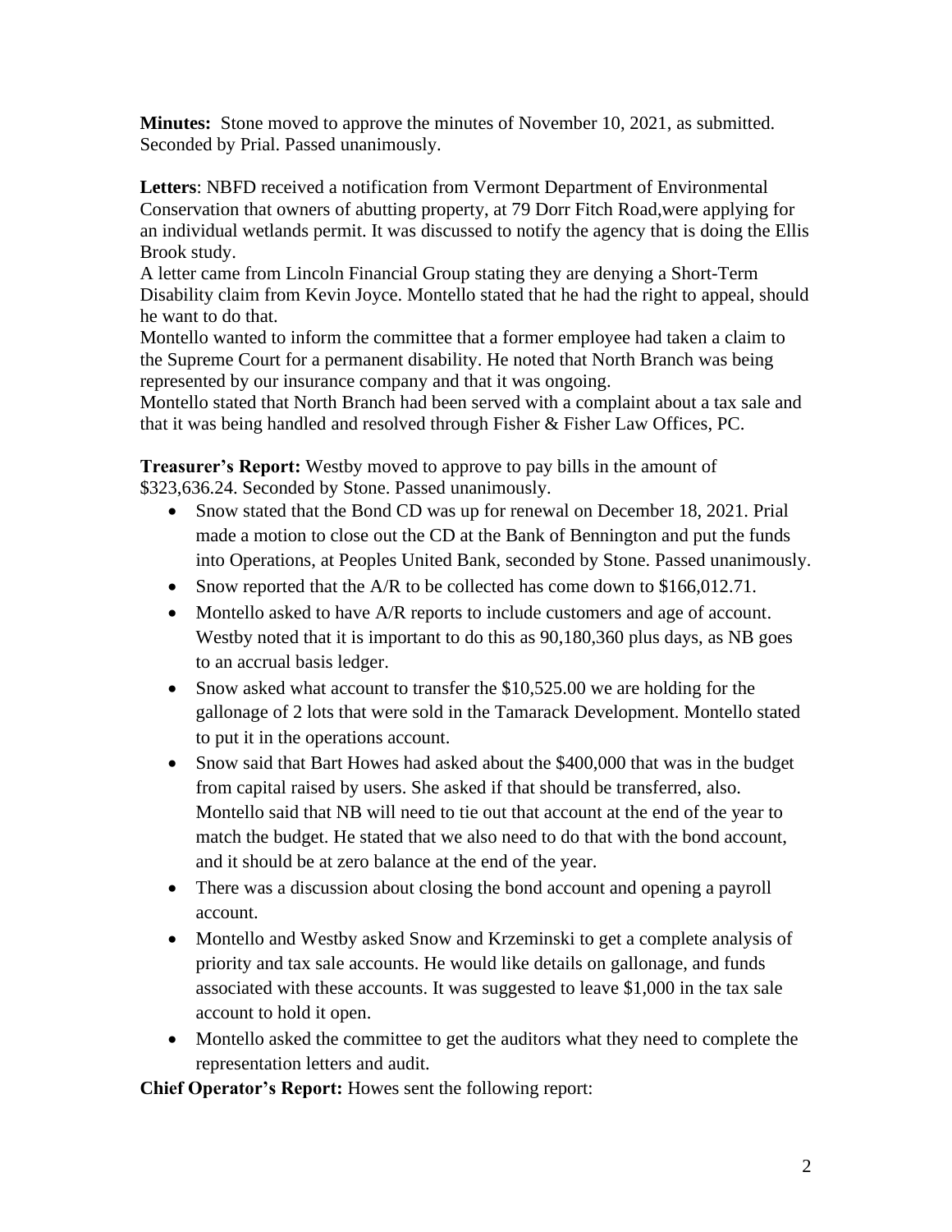**Minutes:** Stone moved to approve the minutes of November 10, 2021, as submitted. Seconded by Prial. Passed unanimously.

**Letters**: NBFD received a notification from Vermont Department of Environmental Conservation that owners of abutting property, at 79 Dorr Fitch Road,were applying for an individual wetlands permit. It was discussed to notify the agency that is doing the Ellis Brook study.
A letter came from Lincoln Financial Group stating they are denying a Short-Term Disability claim from Kevin Joyce. Montello stated that he had the right to appeal, should he want to do that.
Montello wanted to inform the committee that a former employee had taken a claim to the Supreme Court for a permanent disability. He noted that North Branch was being represented by our insurance company and that it was ongoing.
Montello stated that North Branch had been served with a complaint about a tax sale and that it was being handled and resolved through Fisher & Fisher Law Offices, PC.

**Treasurer's Report:** Westby moved to approve to pay bills in the amount of $323,636.24. Seconded by Stone. Passed unanimously.

- Snow stated that the Bond CD was up for renewal on December 18, 2021. Prial made a motion to close out the CD at the Bank of Bennington and put the funds into Operations, at Peoples United Bank, seconded by Stone. Passed unanimously.
- Snow reported that the A/R to be collected has come down to $166,012.71.
- Montello asked to have A/R reports to include customers and age of account. Westby noted that it is important to do this as 90,180,360 plus days, as NB goes to an accrual basis ledger.
- Snow asked what account to transfer the $10,525.00 we are holding for the gallonage of 2 lots that were sold in the Tamarack Development. Montello stated to put it in the operations account.
- Snow said that Bart Howes had asked about the $400,000 that was in the budget from capital raised by users. She asked if that should be transferred, also. Montello said that NB will need to tie out that account at the end of the year to match the budget. He stated that we also need to do that with the bond account, and it should be at zero balance at the end of the year.
- There was a discussion about closing the bond account and opening a payroll account.
- Montello and Westby asked Snow and Krzeminski to get a complete analysis of priority and tax sale accounts. He would like details on gallonage, and funds associated with these accounts. It was suggested to leave $1,000 in the tax sale account to hold it open.
- Montello asked the committee to get the auditors what they need to complete the representation letters and audit.

**Chief Operator's Report:** Howes sent the following report: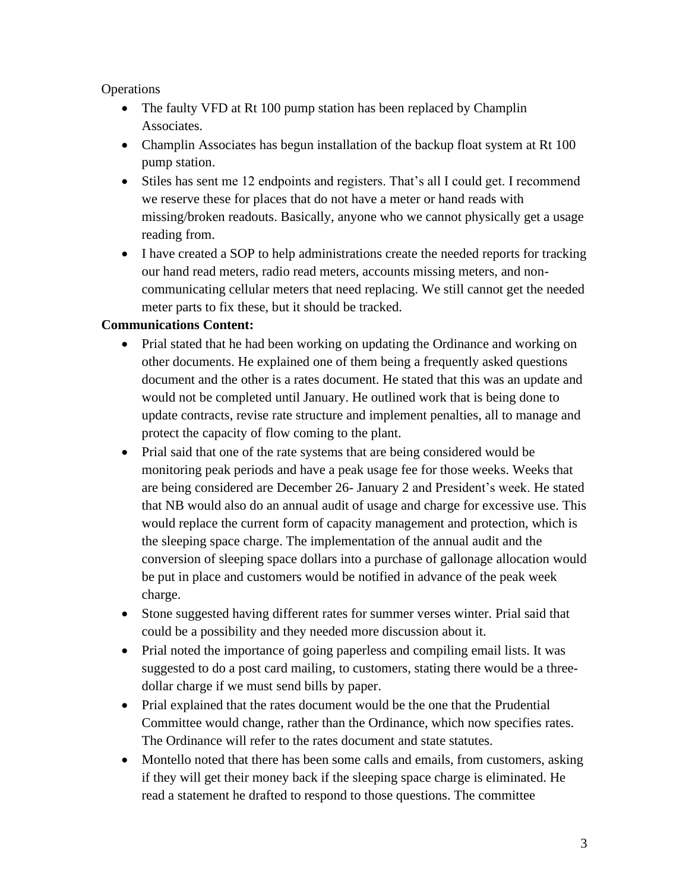Operations

- The faulty VFD at Rt 100 pump station has been replaced by Champlin Associates.
- Champlin Associates has begun installation of the backup float system at Rt 100 pump station.
- Stiles has sent me 12 endpoints and registers. That's all I could get. I recommend we reserve these for places that do not have a meter or hand reads with missing/broken readouts. Basically, anyone who we cannot physically get a usage reading from.
- I have created a SOP to help administrations create the needed reports for tracking our hand read meters, radio read meters, accounts missing meters, and non-communicating cellular meters that need replacing. We still cannot get the needed meter parts to fix these, but it should be tracked.

**Communications Content:**

- Prial stated that he had been working on updating the Ordinance and working on other documents. He explained one of them being a frequently asked questions document and the other is a rates document. He stated that this was an update and would not be completed until January. He outlined work that is being done to update contracts, revise rate structure and implement penalties, all to manage and protect the capacity of flow coming to the plant.
- Prial said that one of the rate systems that are being considered would be monitoring peak periods and have a peak usage fee for those weeks. Weeks that are being considered are December 26- January 2 and President's week. He stated that NB would also do an annual audit of usage and charge for excessive use. This would replace the current form of capacity management and protection, which is the sleeping space charge. The implementation of the annual audit and the conversion of sleeping space dollars into a purchase of gallonage allocation would be put in place and customers would be notified in advance of the peak week charge.
- Stone suggested having different rates for summer verses winter. Prial said that could be a possibility and they needed more discussion about it.
- Prial noted the importance of going paperless and compiling email lists. It was suggested to do a post card mailing, to customers, stating there would be a three-dollar charge if we must send bills by paper.
- Prial explained that the rates document would be the one that the Prudential Committee would change, rather than the Ordinance, which now specifies rates. The Ordinance will refer to the rates document and state statutes.
- Montello noted that there has been some calls and emails, from customers, asking if they will get their money back if the sleeping space charge is eliminated. He read a statement he drafted to respond to those questions. The committee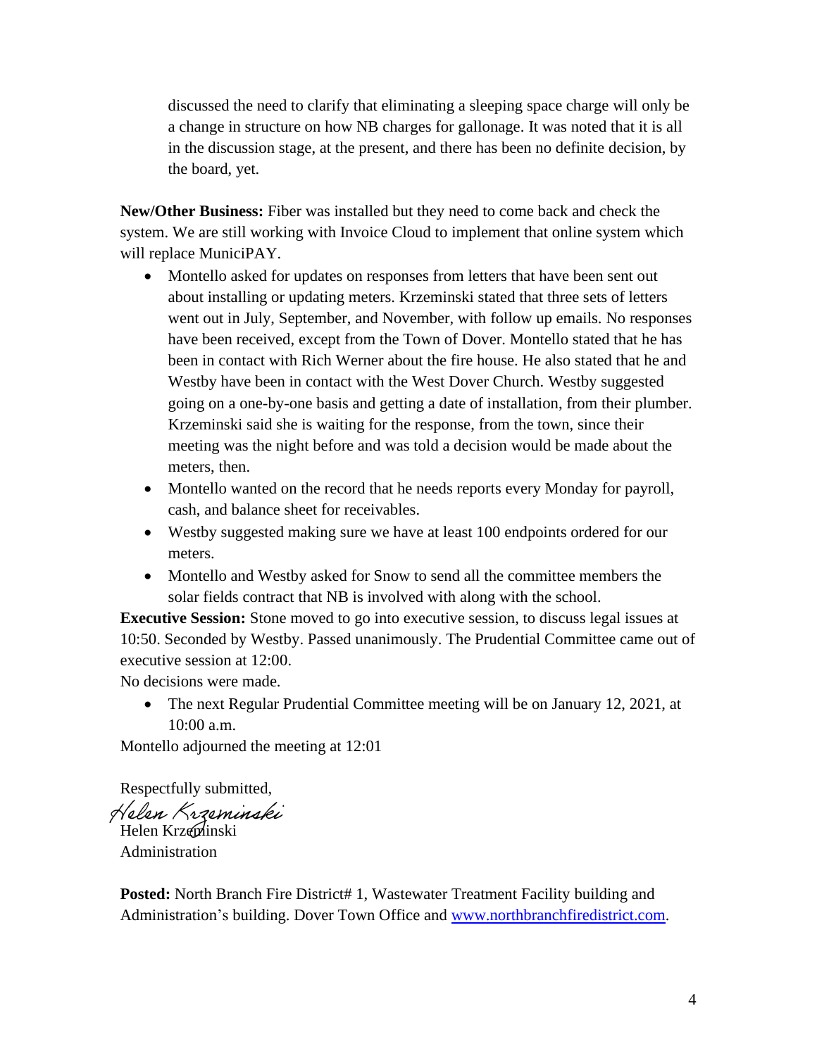discussed the need to clarify that eliminating a sleeping space charge will only be a change in structure on how NB charges for gallonage. It was noted that it is all in the discussion stage, at the present, and there has been no definite decision, by the board, yet.

**New/Other Business:** Fiber was installed but they need to come back and check the system. We are still working with Invoice Cloud to implement that online system which will replace MuniciPAY.

- Montello asked for updates on responses from letters that have been sent out about installing or updating meters. Krzeminski stated that three sets of letters went out in July, September, and November, with follow up emails. No responses have been received, except from the Town of Dover. Montello stated that he has been in contact with Rich Werner about the fire house. He also stated that he and Westby have been in contact with the West Dover Church. Westby suggested going on a one-by-one basis and getting a date of installation, from their plumber. Krzeminski said she is waiting for the response, from the town, since their meeting was the night before and was told a decision would be made about the meters, then.
- Montello wanted on the record that he needs reports every Monday for payroll, cash, and balance sheet for receivables.
- Westby suggested making sure we have at least 100 endpoints ordered for our meters.
- Montello and Westby asked for Snow to send all the committee members the solar fields contract that NB is involved with along with the school.

**Executive Session:** Stone moved to go into executive session, to discuss legal issues at 10:50. Seconded by Westby. Passed unanimously. The Prudential Committee came out of executive session at 12:00.

No decisions were made.

- The next Regular Prudential Committee meeting will be on January 12, 2021, at 10:00 a.m.

Montello adjourned the meeting at 12:01

Respectfully submitted,

Helen Krzeminski

Helen Krzeminski
Administration

**Posted:** North Branch Fire District# 1, Wastewater Treatment Facility building and Administration's building. Dover Town Office and [www.northbranchfiredistrict.com](http://www.northbranchfiredistrict.com).